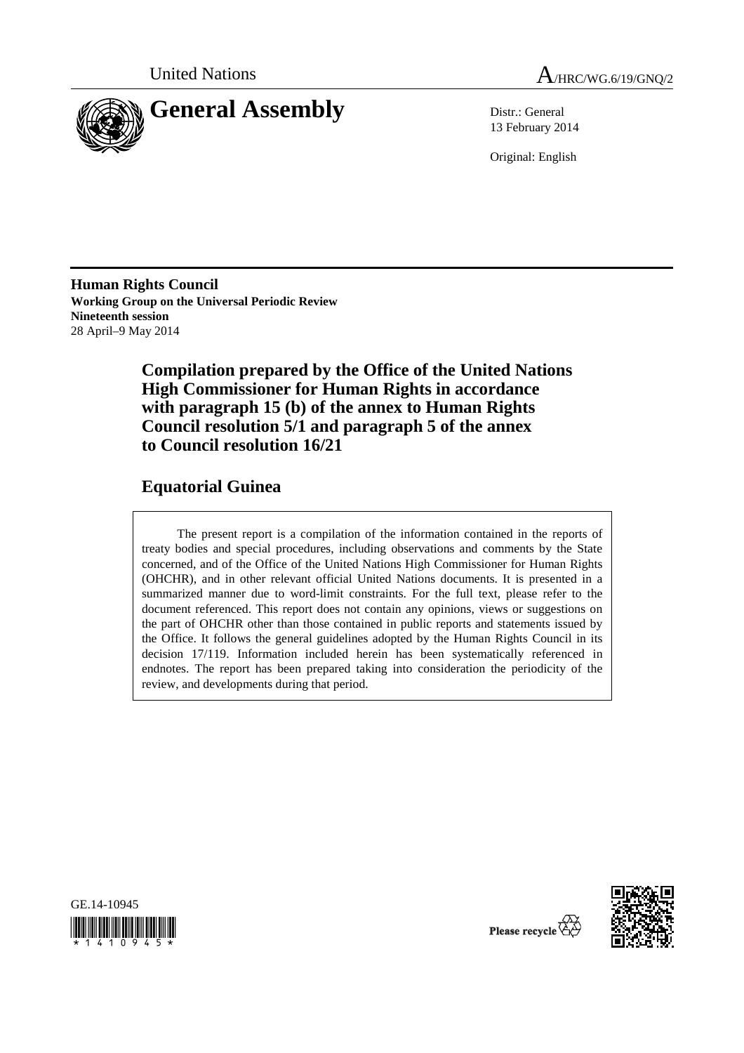United Nations

A/HRC/WG.6/19/GNQ/2

# General Assembly

Distr.: General
13 February 2014

Original: English

**Human Rights Council**
**Working Group on the Universal Periodic Review**
**Nineteenth session**
28 April–9 May 2014

## Compilation prepared by the Office of the United Nations High Commissioner for Human Rights in accordance with paragraph 15 (b) of the annex to Human Rights Council resolution 5/1 and paragraph 5 of the annex to Council resolution 16/21

## Equatorial Guinea

The present report is a compilation of the information contained in the reports of treaty bodies and special procedures, including observations and comments by the State concerned, and of the Office of the United Nations High Commissioner for Human Rights (OHCHR), and in other relevant official United Nations documents. It is presented in a summarized manner due to word-limit constraints. For the full text, please refer to the document referenced. This report does not contain any opinions, views or suggestions on the part of OHCHR other than those contained in public reports and statements issued by the Office. It follows the general guidelines adopted by the Human Rights Council in its decision 17/119. Information included herein has been systematically referenced in endnotes. The report has been prepared taking into consideration the periodicity of the review, and developments during that period.

GE.14-10945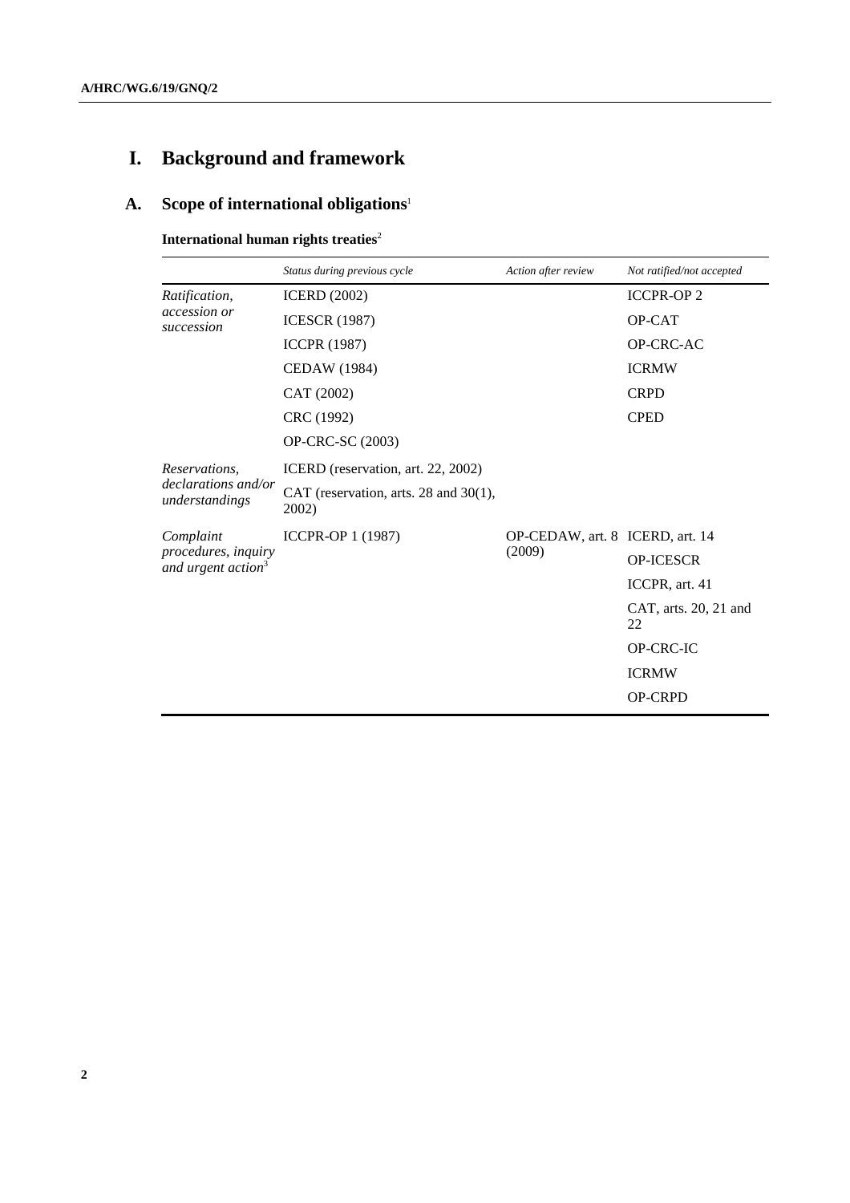# I. Background and framework

## A. Scope of international obligations[1]

**International human rights treaties**[2]

| | *Status during previous cycle* | *Action after review* | *Not ratified/not accepted* |
|---|---|---|---|
| *Ratification, accession or succession* | ICERD (2002) | | ICCPR-OP 2 |
| | ICESCR (1987) | | OP-CAT |
| | ICCPR (1987) | | OP-CRC-AC |
| | CEDAW (1984) | | ICRMW |
| | CAT (2002) | | CRPD |
| | CRC (1992) | | CPED |
| | OP-CRC-SC (2003) | | |
| *Reservations, declarations and/or understandings* | ICERD (reservation, art. 22, 2002) | | |
| | CAT (reservation, arts. 28 and 30(1), 2002) | | |
| *Complaint procedures, inquiry and urgent action*[3] | ICCPR-OP 1 (1987) | OP-CEDAW, art. 8 (2009) | ICERD, art. 14 |
| | | | OP-ICESCR |
| | | | ICCPR, art. 41 |
| | | | CAT, arts. 20, 21 and 22 |
| | | | OP-CRC-IC |
| | | | ICRMW |
| | | | OP-CRPD |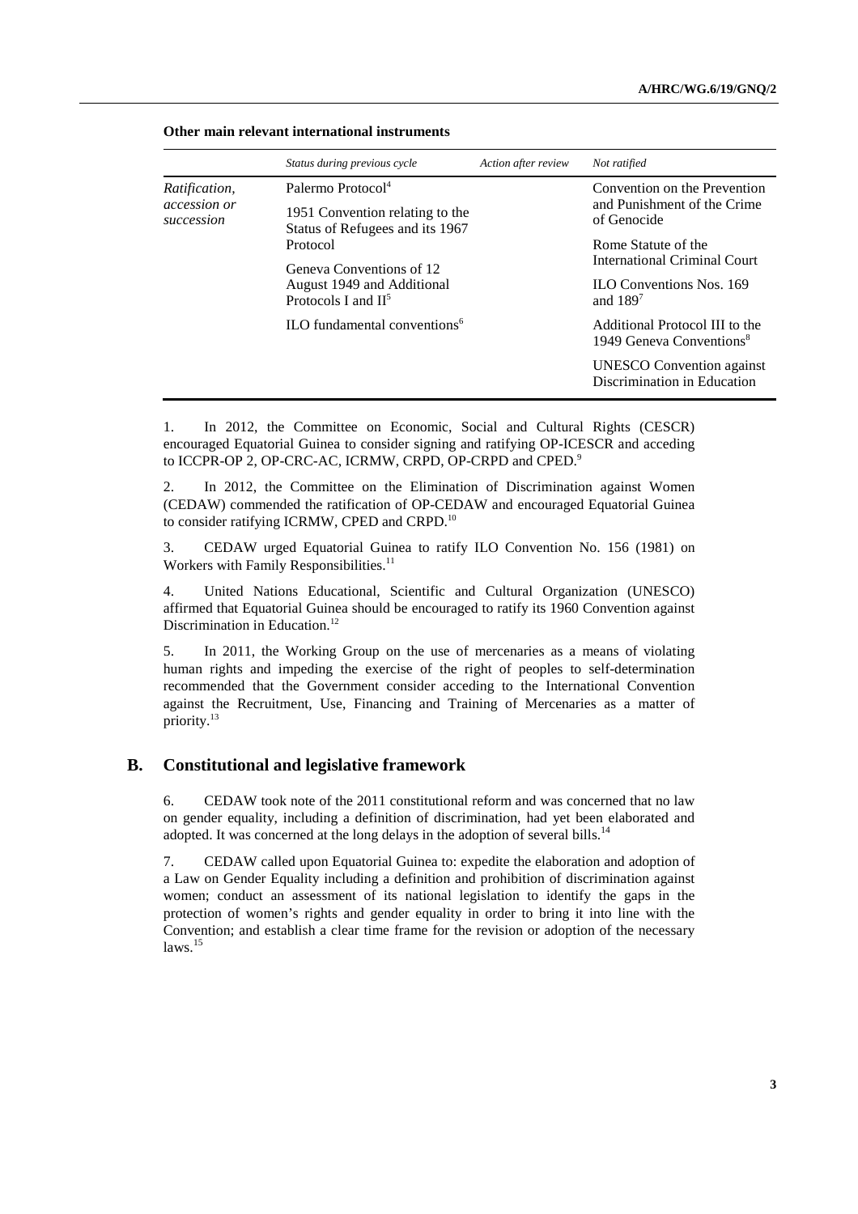**Other main relevant international instruments**

| | *Status during previous cycle* | *Action after review* | *Not ratified* |
|---|---|---|---|
| *Ratification, accession or succession* | Palermo Protocol[4] | | Convention on the Prevention and Punishment of the Crime of Genocide |
| | 1951 Convention relating to the Status of Refugees and its 1967 Protocol | | Rome Statute of the International Criminal Court |
| | Geneva Conventions of 12 August 1949 and Additional Protocols I and II[5] | | ILO Conventions Nos. 169 and 189[7] |
| | ILO fundamental conventions[6] | | Additional Protocol III to the 1949 Geneva Conventions[8] |
| | | | UNESCO Convention against Discrimination in Education |

1. In 2012, the Committee on Economic, Social and Cultural Rights (CESCR) encouraged Equatorial Guinea to consider signing and ratifying OP-ICESCR and acceding to ICCPR-OP 2, OP-CRC-AC, ICRMW, CRPD, OP-CRPD and CPED.[9]

2. In 2012, the Committee on the Elimination of Discrimination against Women (CEDAW) commended the ratification of OP-CEDAW and encouraged Equatorial Guinea to consider ratifying ICRMW, CPED and CRPD.[10]

3. CEDAW urged Equatorial Guinea to ratify ILO Convention No. 156 (1981) on Workers with Family Responsibilities.[11]

4. United Nations Educational, Scientific and Cultural Organization (UNESCO) affirmed that Equatorial Guinea should be encouraged to ratify its 1960 Convention against Discrimination in Education.[12]

5. In 2011, the Working Group on the use of mercenaries as a means of violating human rights and impeding the exercise of the right of peoples to self-determination recommended that the Government consider acceding to the International Convention against the Recruitment, Use, Financing and Training of Mercenaries as a matter of priority.[13]

## B. Constitutional and legislative framework

6. CEDAW took note of the 2011 constitutional reform and was concerned that no law on gender equality, including a definition of discrimination, had yet been elaborated and adopted. It was concerned at the long delays in the adoption of several bills.[14]

7. CEDAW called upon Equatorial Guinea to: expedite the elaboration and adoption of a Law on Gender Equality including a definition and prohibition of discrimination against women; conduct an assessment of its national legislation to identify the gaps in the protection of women's rights and gender equality in order to bring it into line with the Convention; and establish a clear time frame for the revision or adoption of the necessary laws.[15]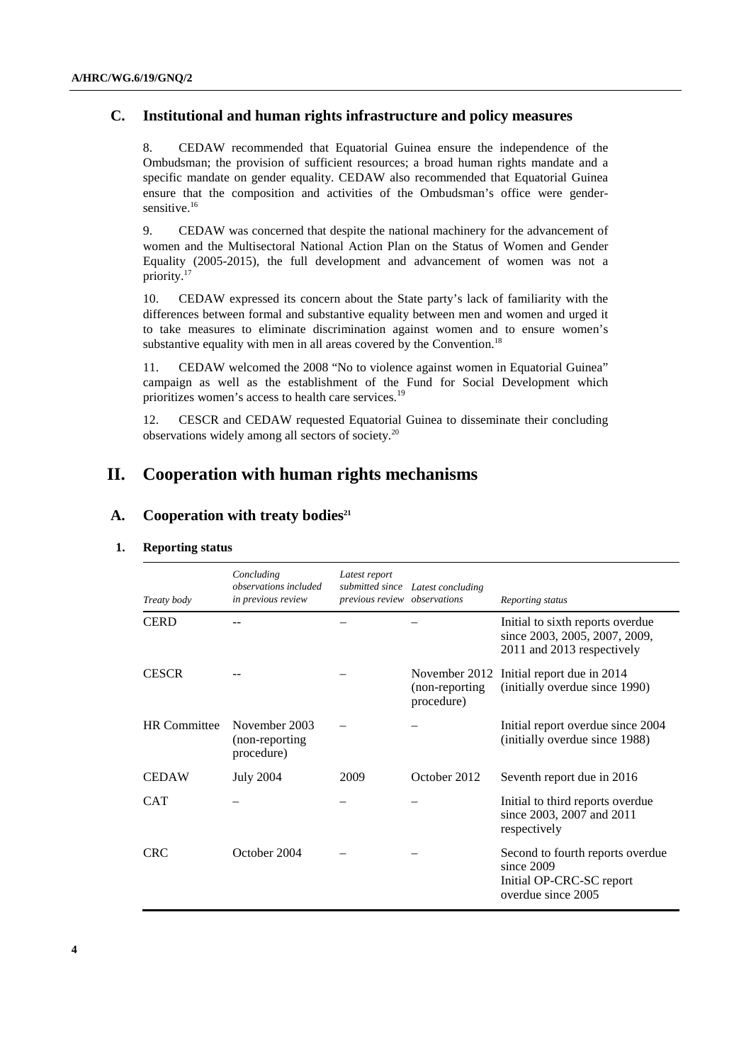## C. Institutional and human rights infrastructure and policy measures

8. CEDAW recommended that Equatorial Guinea ensure the independence of the Ombudsman; the provision of sufficient resources; a broad human rights mandate and a specific mandate on gender equality. CEDAW also recommended that Equatorial Guinea ensure that the composition and activities of the Ombudsman's office were gender-sensitive.[16]

9. CEDAW was concerned that despite the national machinery for the advancement of women and the Multisectoral National Action Plan on the Status of Women and Gender Equality (2005-2015), the full development and advancement of women was not a priority.[17]

10. CEDAW expressed its concern about the State party's lack of familiarity with the differences between formal and substantive equality between men and women and urged it to take measures to eliminate discrimination against women and to ensure women's substantive equality with men in all areas covered by the Convention.[18]

11. CEDAW welcomed the 2008 "No to violence against women in Equatorial Guinea" campaign as well as the establishment of the Fund for Social Development which prioritizes women's access to health care services.[19]

12. CESCR and CEDAW requested Equatorial Guinea to disseminate their concluding observations widely among all sectors of society.[20]

# II. Cooperation with human rights mechanisms

## A. Cooperation with treaty bodies[21]

### 1. Reporting status

| *Treaty body* | *Concluding observations included in previous review* | *Latest report submitted since previous review* | *Latest concluding observations* | *Reporting status* |
|---|---|---|---|---|
| CERD | -- | – | – | Initial to sixth reports overdue since 2003, 2005, 2007, 2009, 2011 and 2013 respectively |
| CESCR | -- | – | November 2012 (non-reporting procedure) | Initial report due in 2014 (initially overdue since 1990) |
| HR Committee | November 2003 (non-reporting procedure) | – | – | Initial report overdue since 2004 (initially overdue since 1988) |
| CEDAW | July 2004 | 2009 | October 2012 | Seventh report due in 2016 |
| CAT | – | – | – | Initial to third reports overdue since 2003, 2007 and 2011 respectively |
| CRC | October 2004 | – | – | Second to fourth reports overdue since 2009<br>Initial OP-CRC-SC report overdue since 2005 |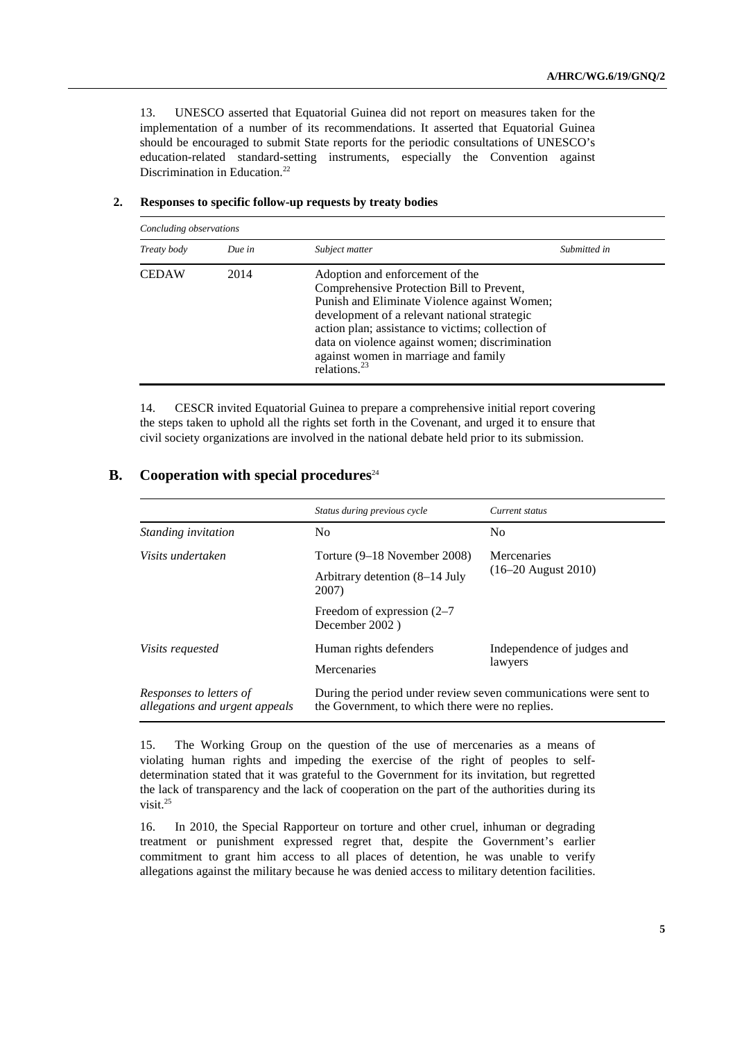13. UNESCO asserted that Equatorial Guinea did not report on measures taken for the implementation of a number of its recommendations. It asserted that Equatorial Guinea should be encouraged to submit State reports for the periodic consultations of UNESCO's education-related standard-setting instruments, especially the Convention against Discrimination in Education.[22]

### 2. Responses to specific follow-up requests by treaty bodies

*Concluding observations*

| *Treaty body* | *Due in* | *Subject matter* | *Submitted in* |
|---|---|---|---|
| CEDAW | 2014 | Adoption and enforcement of the Comprehensive Protection Bill to Prevent, Punish and Eliminate Violence against Women; development of a relevant national strategic action plan; assistance to victims; collection of data on violence against women; discrimination against women in marriage and family relations.[23] | |

14. CESCR invited Equatorial Guinea to prepare a comprehensive initial report covering the steps taken to uphold all the rights set forth in the Covenant, and urged it to ensure that civil society organizations are involved in the national debate held prior to its submission.

## B. Cooperation with special procedures[24]

| | *Status during previous cycle* | *Current status* |
|---|---|---|
| *Standing invitation* | No | No |
| *Visits undertaken* | Torture (9–18 November 2008)<br>Arbitrary detention (8–14 July 2007)<br>Freedom of expression (2–7 December 2002 ) | Mercenaries (16–20 August 2010) |
| *Visits requested* | Human rights defenders<br>Mercenaries | Independence of judges and lawyers |
| *Responses to letters of allegations and urgent appeals* | During the period under review seven communications were sent to the Government, to which there were no replies. | |

15. The Working Group on the question of the use of mercenaries as a means of violating human rights and impeding the exercise of the right of peoples to self-determination stated that it was grateful to the Government for its invitation, but regretted the lack of transparency and the lack of cooperation on the part of the authorities during its visit.[25]

16. In 2010, the Special Rapporteur on torture and other cruel, inhuman or degrading treatment or punishment expressed regret that, despite the Government's earlier commitment to grant him access to all places of detention, he was unable to verify allegations against the military because he was denied access to military detention facilities.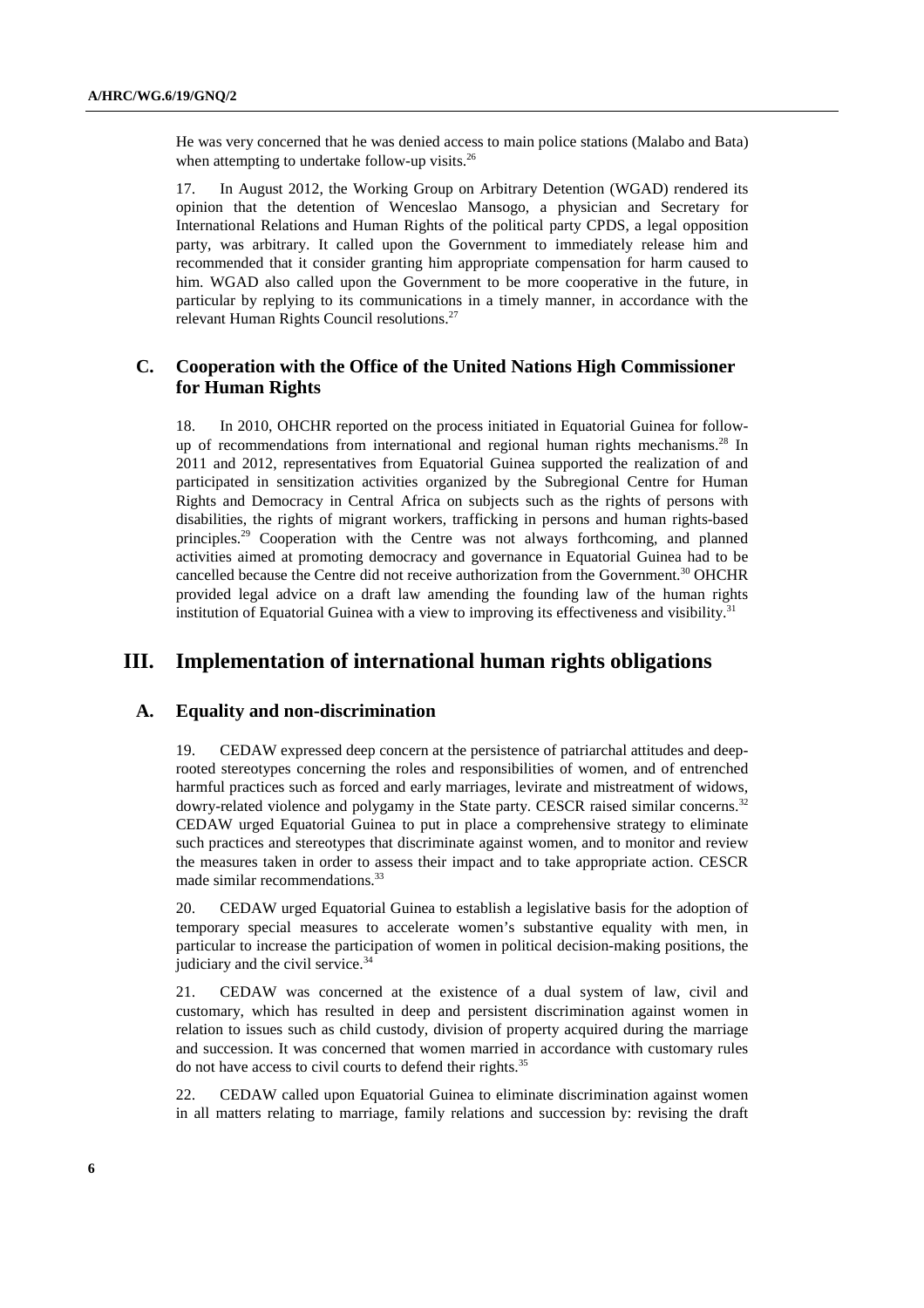He was very concerned that he was denied access to main police stations (Malabo and Bata) when attempting to undertake follow-up visits.[26]

17. In August 2012, the Working Group on Arbitrary Detention (WGAD) rendered its opinion that the detention of Wenceslao Mansogo, a physician and Secretary for International Relations and Human Rights of the political party CPDS, a legal opposition party, was arbitrary. It called upon the Government to immediately release him and recommended that it consider granting him appropriate compensation for harm caused to him. WGAD also called upon the Government to be more cooperative in the future, in particular by replying to its communications in a timely manner, in accordance with the relevant Human Rights Council resolutions.[27]

### C. Cooperation with the Office of the United Nations High Commissioner for Human Rights

18. In 2010, OHCHR reported on the process initiated in Equatorial Guinea for follow-up of recommendations from international and regional human rights mechanisms.[28] In 2011 and 2012, representatives from Equatorial Guinea supported the realization of and participated in sensitization activities organized by the Subregional Centre for Human Rights and Democracy in Central Africa on subjects such as the rights of persons with disabilities, the rights of migrant workers, trafficking in persons and human rights-based principles.[29] Cooperation with the Centre was not always forthcoming, and planned activities aimed at promoting democracy and governance in Equatorial Guinea had to be cancelled because the Centre did not receive authorization from the Government.[30] OHCHR provided legal advice on a draft law amending the founding law of the human rights institution of Equatorial Guinea with a view to improving its effectiveness and visibility.[31]

## III. Implementation of international human rights obligations

### A. Equality and non-discrimination

19. CEDAW expressed deep concern at the persistence of patriarchal attitudes and deep-rooted stereotypes concerning the roles and responsibilities of women, and of entrenched harmful practices such as forced and early marriages, levirate and mistreatment of widows, dowry-related violence and polygamy in the State party. CESCR raised similar concerns.[32] CEDAW urged Equatorial Guinea to put in place a comprehensive strategy to eliminate such practices and stereotypes that discriminate against women, and to monitor and review the measures taken in order to assess their impact and to take appropriate action. CESCR made similar recommendations.[33]

20. CEDAW urged Equatorial Guinea to establish a legislative basis for the adoption of temporary special measures to accelerate women's substantive equality with men, in particular to increase the participation of women in political decision-making positions, the judiciary and the civil service.[34]

21. CEDAW was concerned at the existence of a dual system of law, civil and customary, which has resulted in deep and persistent discrimination against women in relation to issues such as child custody, division of property acquired during the marriage and succession. It was concerned that women married in accordance with customary rules do not have access to civil courts to defend their rights.[35]

22. CEDAW called upon Equatorial Guinea to eliminate discrimination against women in all matters relating to marriage, family relations and succession by: revising the draft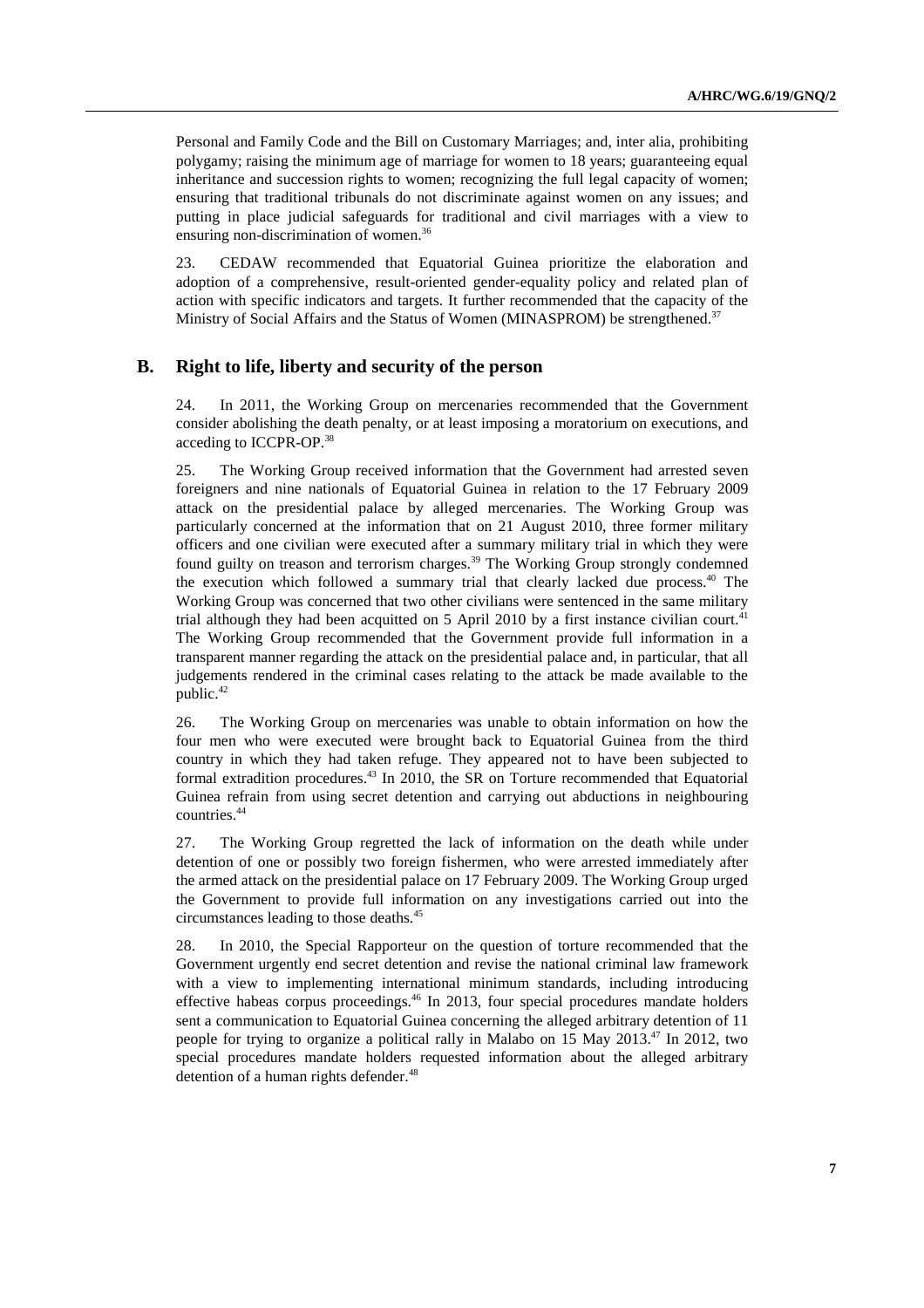Personal and Family Code and the Bill on Customary Marriages; and, inter alia, prohibiting polygamy; raising the minimum age of marriage for women to 18 years; guaranteeing equal inheritance and succession rights to women; recognizing the full legal capacity of women; ensuring that traditional tribunals do not discriminate against women on any issues; and putting in place judicial safeguards for traditional and civil marriages with a view to ensuring non-discrimination of women.[36]

23. CEDAW recommended that Equatorial Guinea prioritize the elaboration and adoption of a comprehensive, result-oriented gender-equality policy and related plan of action with specific indicators and targets. It further recommended that the capacity of the Ministry of Social Affairs and the Status of Women (MINASPROM) be strengthened.[37]

## B. Right to life, liberty and security of the person

24. In 2011, the Working Group on mercenaries recommended that the Government consider abolishing the death penalty, or at least imposing a moratorium on executions, and acceding to ICCPR-OP.[38]

25. The Working Group received information that the Government had arrested seven foreigners and nine nationals of Equatorial Guinea in relation to the 17 February 2009 attack on the presidential palace by alleged mercenaries. The Working Group was particularly concerned at the information that on 21 August 2010, three former military officers and one civilian were executed after a summary military trial in which they were found guilty on treason and terrorism charges.[39] The Working Group strongly condemned the execution which followed a summary trial that clearly lacked due process.[40] The Working Group was concerned that two other civilians were sentenced in the same military trial although they had been acquitted on 5 April 2010 by a first instance civilian court.[41] The Working Group recommended that the Government provide full information in a transparent manner regarding the attack on the presidential palace and, in particular, that all judgements rendered in the criminal cases relating to the attack be made available to the public.[42]

26. The Working Group on mercenaries was unable to obtain information on how the four men who were executed were brought back to Equatorial Guinea from the third country in which they had taken refuge. They appeared not to have been subjected to formal extradition procedures.[43] In 2010, the SR on Torture recommended that Equatorial Guinea refrain from using secret detention and carrying out abductions in neighbouring countries.[44]

27. The Working Group regretted the lack of information on the death while under detention of one or possibly two foreign fishermen, who were arrested immediately after the armed attack on the presidential palace on 17 February 2009. The Working Group urged the Government to provide full information on any investigations carried out into the circumstances leading to those deaths.[45]

28. In 2010, the Special Rapporteur on the question of torture recommended that the Government urgently end secret detention and revise the national criminal law framework with a view to implementing international minimum standards, including introducing effective habeas corpus proceedings.[46] In 2013, four special procedures mandate holders sent a communication to Equatorial Guinea concerning the alleged arbitrary detention of 11 people for trying to organize a political rally in Malabo on 15 May 2013.[47] In 2012, two special procedures mandate holders requested information about the alleged arbitrary detention of a human rights defender.[48]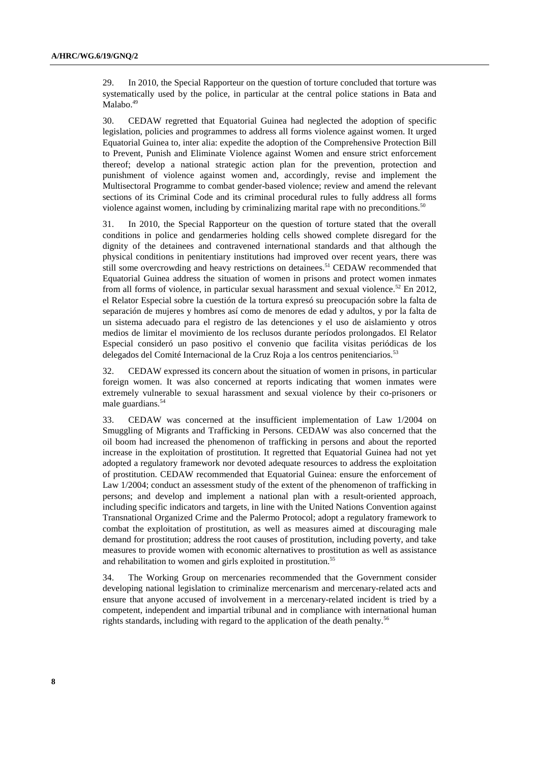29. In 2010, the Special Rapporteur on the question of torture concluded that torture was systematically used by the police, in particular at the central police stations in Bata and Malabo.[49]

30. CEDAW regretted that Equatorial Guinea had neglected the adoption of specific legislation, policies and programmes to address all forms violence against women. It urged Equatorial Guinea to, inter alia: expedite the adoption of the Comprehensive Protection Bill to Prevent, Punish and Eliminate Violence against Women and ensure strict enforcement thereof; develop a national strategic action plan for the prevention, protection and punishment of violence against women and, accordingly, revise and implement the Multisectoral Programme to combat gender-based violence; review and amend the relevant sections of its Criminal Code and its criminal procedural rules to fully address all forms violence against women, including by criminalizing marital rape with no preconditions.[50]

31. In 2010, the Special Rapporteur on the question of torture stated that the overall conditions in police and gendarmeries holding cells showed complete disregard for the dignity of the detainees and contravened international standards and that although the physical conditions in penitentiary institutions had improved over recent years, there was still some overcrowding and heavy restrictions on detainees.[51] CEDAW recommended that Equatorial Guinea address the situation of women in prisons and protect women inmates from all forms of violence, in particular sexual harassment and sexual violence.[52] En 2012, el Relator Especial sobre la cuestión de la tortura expresó su preocupación sobre la falta de separación de mujeres y hombres así como de menores de edad y adultos, y por la falta de un sistema adecuado para el registro de las detenciones y el uso de aislamiento y otros medios de limitar el movimiento de los reclusos durante períodos prolongados. El Relator Especial consideró un paso positivo el convenio que facilita visitas periódicas de los delegados del Comité Internacional de la Cruz Roja a los centros penitenciarios.[53]

32. CEDAW expressed its concern about the situation of women in prisons, in particular foreign women. It was also concerned at reports indicating that women inmates were extremely vulnerable to sexual harassment and sexual violence by their co-prisoners or male guardians.[54]

33. CEDAW was concerned at the insufficient implementation of Law 1/2004 on Smuggling of Migrants and Trafficking in Persons. CEDAW was also concerned that the oil boom had increased the phenomenon of trafficking in persons and about the reported increase in the exploitation of prostitution. It regretted that Equatorial Guinea had not yet adopted a regulatory framework nor devoted adequate resources to address the exploitation of prostitution. CEDAW recommended that Equatorial Guinea: ensure the enforcement of Law 1/2004; conduct an assessment study of the extent of the phenomenon of trafficking in persons; and develop and implement a national plan with a result-oriented approach, including specific indicators and targets, in line with the United Nations Convention against Transnational Organized Crime and the Palermo Protocol; adopt a regulatory framework to combat the exploitation of prostitution, as well as measures aimed at discouraging male demand for prostitution; address the root causes of prostitution, including poverty, and take measures to provide women with economic alternatives to prostitution as well as assistance and rehabilitation to women and girls exploited in prostitution.[55]

34. The Working Group on mercenaries recommended that the Government consider developing national legislation to criminalize mercenarism and mercenary-related acts and ensure that anyone accused of involvement in a mercenary-related incident is tried by a competent, independent and impartial tribunal and in compliance with international human rights standards, including with regard to the application of the death penalty.[56]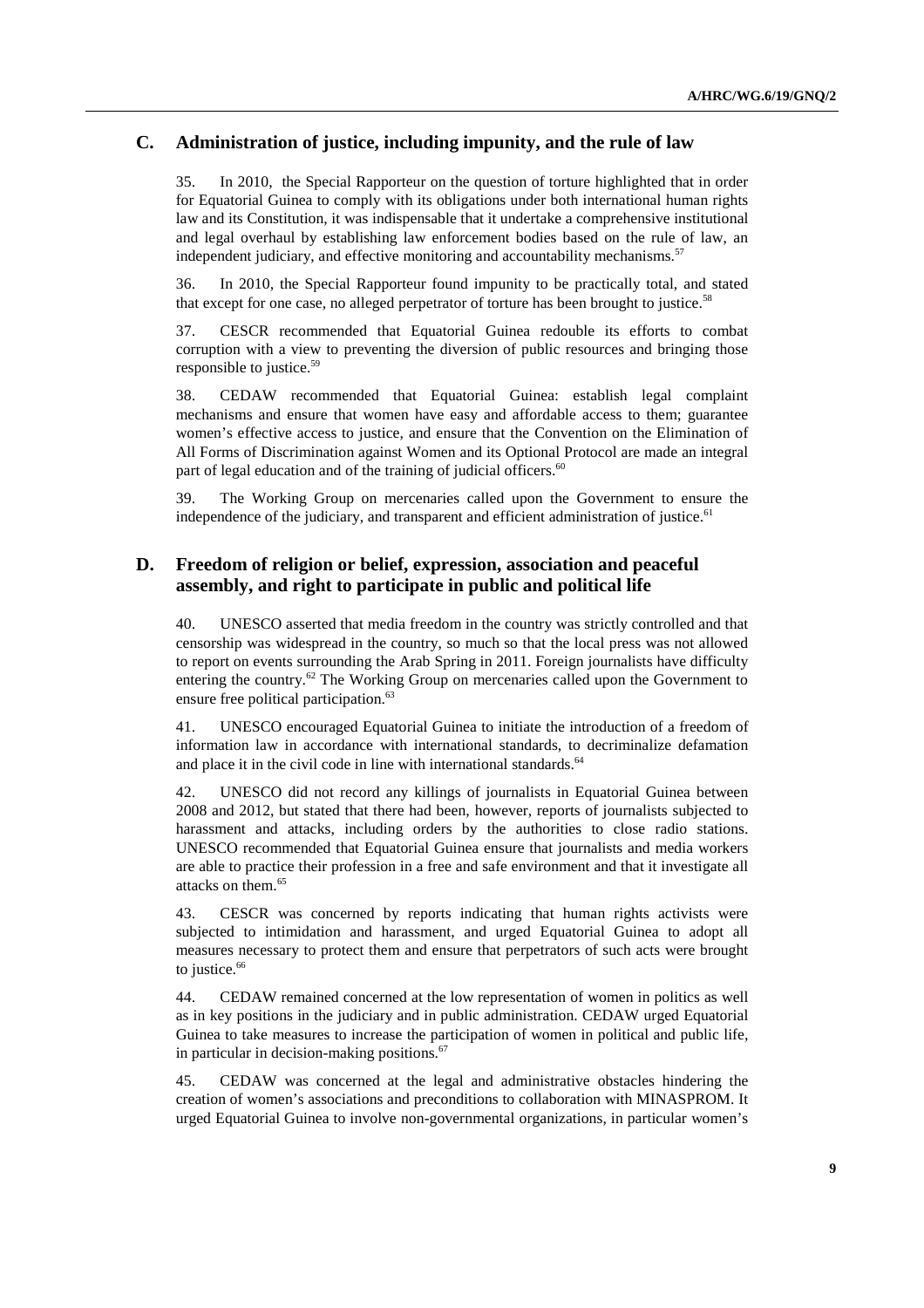## C. Administration of justice, including impunity, and the rule of law

35. In 2010, the Special Rapporteur on the question of torture highlighted that in order for Equatorial Guinea to comply with its obligations under both international human rights law and its Constitution, it was indispensable that it undertake a comprehensive institutional and legal overhaul by establishing law enforcement bodies based on the rule of law, an independent judiciary, and effective monitoring and accountability mechanisms.[57]

36. In 2010, the Special Rapporteur found impunity to be practically total, and stated that except for one case, no alleged perpetrator of torture has been brought to justice.[58]

37. CESCR recommended that Equatorial Guinea redouble its efforts to combat corruption with a view to preventing the diversion of public resources and bringing those responsible to justice.[59]

38. CEDAW recommended that Equatorial Guinea: establish legal complaint mechanisms and ensure that women have easy and affordable access to them; guarantee women's effective access to justice, and ensure that the Convention on the Elimination of All Forms of Discrimination against Women and its Optional Protocol are made an integral part of legal education and of the training of judicial officers.[60]

39. The Working Group on mercenaries called upon the Government to ensure the independence of the judiciary, and transparent and efficient administration of justice.[61]

## D. Freedom of religion or belief, expression, association and peaceful assembly, and right to participate in public and political life

40. UNESCO asserted that media freedom in the country was strictly controlled and that censorship was widespread in the country, so much so that the local press was not allowed to report on events surrounding the Arab Spring in 2011. Foreign journalists have difficulty entering the country.[62] The Working Group on mercenaries called upon the Government to ensure free political participation.[63]

41. UNESCO encouraged Equatorial Guinea to initiate the introduction of a freedom of information law in accordance with international standards, to decriminalize defamation and place it in the civil code in line with international standards.[64]

42. UNESCO did not record any killings of journalists in Equatorial Guinea between 2008 and 2012, but stated that there had been, however, reports of journalists subjected to harassment and attacks, including orders by the authorities to close radio stations. UNESCO recommended that Equatorial Guinea ensure that journalists and media workers are able to practice their profession in a free and safe environment and that it investigate all attacks on them.[65]

43. CESCR was concerned by reports indicating that human rights activists were subjected to intimidation and harassment, and urged Equatorial Guinea to adopt all measures necessary to protect them and ensure that perpetrators of such acts were brought to justice.[66]

44. CEDAW remained concerned at the low representation of women in politics as well as in key positions in the judiciary and in public administration. CEDAW urged Equatorial Guinea to take measures to increase the participation of women in political and public life, in particular in decision-making positions.[67]

45. CEDAW was concerned at the legal and administrative obstacles hindering the creation of women's associations and preconditions to collaboration with MINASPROM. It urged Equatorial Guinea to involve non-governmental organizations, in particular women's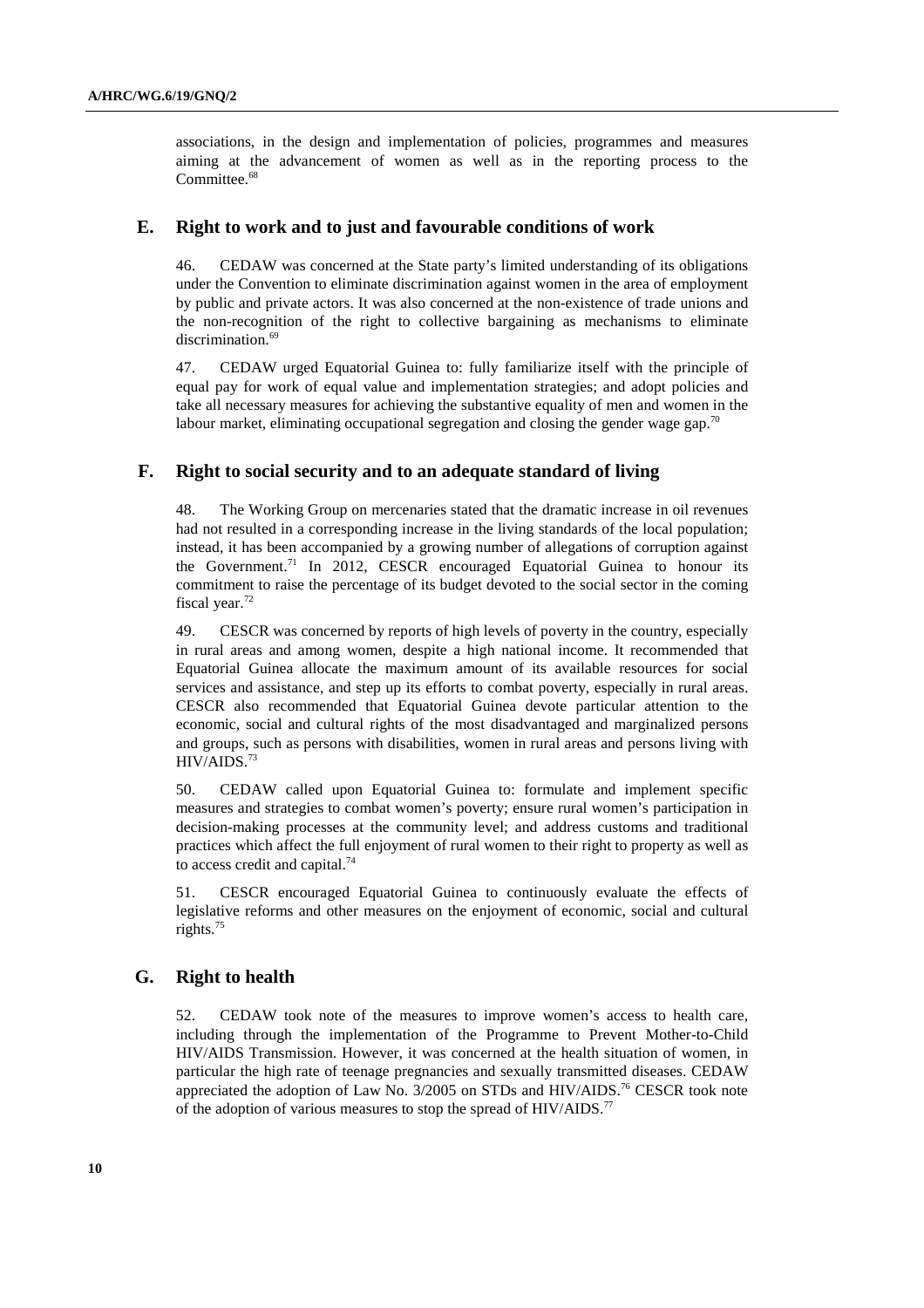associations, in the design and implementation of policies, programmes and measures aiming at the advancement of women as well as in the reporting process to the Committee.[68]

## E. Right to work and to just and favourable conditions of work

46. CEDAW was concerned at the State party's limited understanding of its obligations under the Convention to eliminate discrimination against women in the area of employment by public and private actors. It was also concerned at the non-existence of trade unions and the non-recognition of the right to collective bargaining as mechanisms to eliminate discrimination.[69]

47. CEDAW urged Equatorial Guinea to: fully familiarize itself with the principle of equal pay for work of equal value and implementation strategies; and adopt policies and take all necessary measures for achieving the substantive equality of men and women in the labour market, eliminating occupational segregation and closing the gender wage gap.[70]

## F. Right to social security and to an adequate standard of living

48. The Working Group on mercenaries stated that the dramatic increase in oil revenues had not resulted in a corresponding increase in the living standards of the local population; instead, it has been accompanied by a growing number of allegations of corruption against the Government.[71] In 2012, CESCR encouraged Equatorial Guinea to honour its commitment to raise the percentage of its budget devoted to the social sector in the coming fiscal year.[72]

49. CESCR was concerned by reports of high levels of poverty in the country, especially in rural areas and among women, despite a high national income. It recommended that Equatorial Guinea allocate the maximum amount of its available resources for social services and assistance, and step up its efforts to combat poverty, especially in rural areas. CESCR also recommended that Equatorial Guinea devote particular attention to the economic, social and cultural rights of the most disadvantaged and marginalized persons and groups, such as persons with disabilities, women in rural areas and persons living with HIV/AIDS.[73]

50. CEDAW called upon Equatorial Guinea to: formulate and implement specific measures and strategies to combat women's poverty; ensure rural women's participation in decision-making processes at the community level; and address customs and traditional practices which affect the full enjoyment of rural women to their right to property as well as to access credit and capital.[74]

51. CESCR encouraged Equatorial Guinea to continuously evaluate the effects of legislative reforms and other measures on the enjoyment of economic, social and cultural rights.[75]

## G. Right to health

52. CEDAW took note of the measures to improve women's access to health care, including through the implementation of the Programme to Prevent Mother-to-Child HIV/AIDS Transmission. However, it was concerned at the health situation of women, in particular the high rate of teenage pregnancies and sexually transmitted diseases. CEDAW appreciated the adoption of Law No. 3/2005 on STDs and HIV/AIDS.[76] CESCR took note of the adoption of various measures to stop the spread of HIV/AIDS.[77]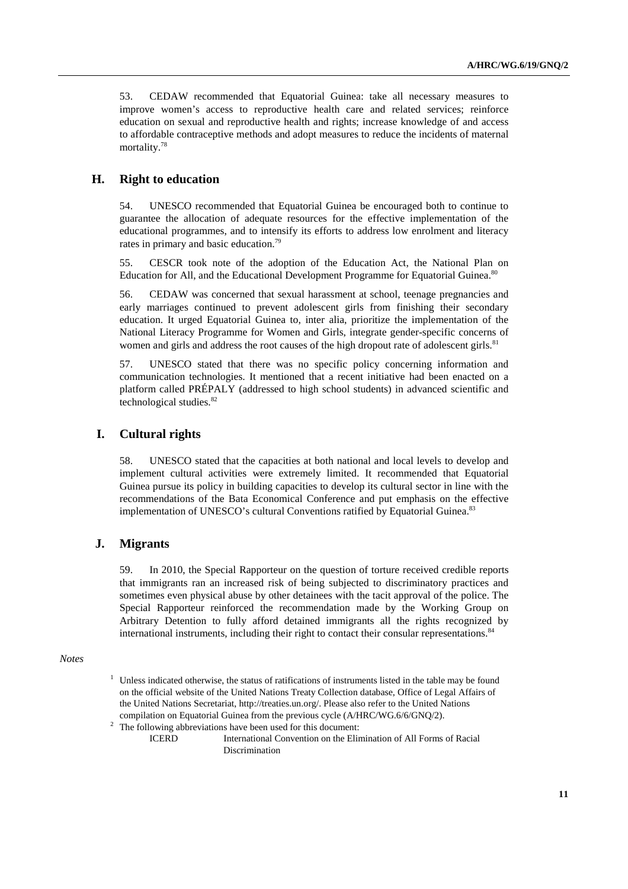53. CEDAW recommended that Equatorial Guinea: take all necessary measures to improve women's access to reproductive health care and related services; reinforce education on sexual and reproductive health and rights; increase knowledge of and access to affordable contraceptive methods and adopt measures to reduce the incidents of maternal mortality.[78]

## H. Right to education

54. UNESCO recommended that Equatorial Guinea be encouraged both to continue to guarantee the allocation of adequate resources for the effective implementation of the educational programmes, and to intensify its efforts to address low enrolment and literacy rates in primary and basic education.[79]

55. CESCR took note of the adoption of the Education Act, the National Plan on Education for All, and the Educational Development Programme for Equatorial Guinea.[80]

56. CEDAW was concerned that sexual harassment at school, teenage pregnancies and early marriages continued to prevent adolescent girls from finishing their secondary education. It urged Equatorial Guinea to, inter alia, prioritize the implementation of the National Literacy Programme for Women and Girls, integrate gender-specific concerns of women and girls and address the root causes of the high dropout rate of adolescent girls.[81]

57. UNESCO stated that there was no specific policy concerning information and communication technologies. It mentioned that a recent initiative had been enacted on a platform called PRÉPALY (addressed to high school students) in advanced scientific and technological studies.[82]

## I. Cultural rights

58. UNESCO stated that the capacities at both national and local levels to develop and implement cultural activities were extremely limited. It recommended that Equatorial Guinea pursue its policy in building capacities to develop its cultural sector in line with the recommendations of the Bata Economical Conference and put emphasis on the effective implementation of UNESCO's cultural Conventions ratified by Equatorial Guinea.[83]

## J. Migrants

59. In 2010, the Special Rapporteur on the question of torture received credible reports that immigrants ran an increased risk of being subjected to discriminatory practices and sometimes even physical abuse by other detainees with the tacit approval of the police. The Special Rapporteur reinforced the recommendation made by the Working Group on Arbitrary Detention to fully afford detained immigrants all the rights recognized by international instruments, including their right to contact their consular representations.[84]

*Notes*

[1] Unless indicated otherwise, the status of ratifications of instruments listed in the table may be found on the official website of the United Nations Treaty Collection database, Office of Legal Affairs of the United Nations Secretariat, http://treaties.un.org/. Please also refer to the United Nations compilation on Equatorial Guinea from the previous cycle (A/HRC/WG.6/6/GNQ/2).

[2] The following abbreviations have been used for this document:

ICERD — International Convention on the Elimination of All Forms of Racial Discrimination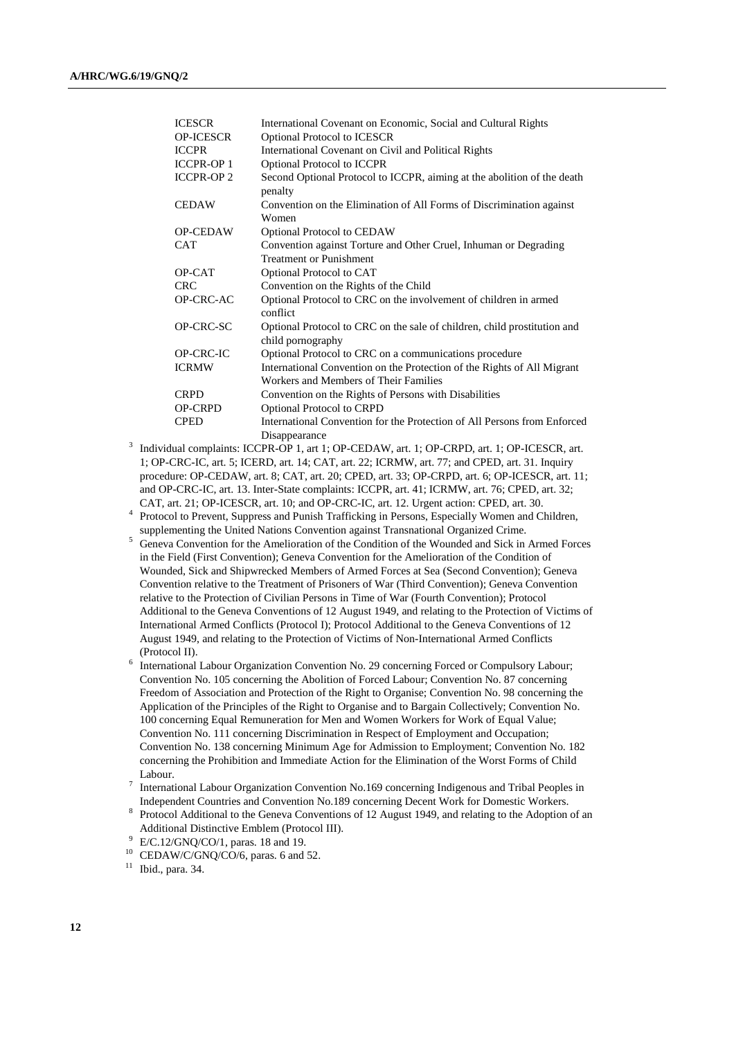| | |
|---|---|
| ICESCR | International Covenant on Economic, Social and Cultural Rights |
| OP-ICESCR | Optional Protocol to ICESCR |
| ICCPR | International Covenant on Civil and Political Rights |
| ICCPR-OP 1 | Optional Protocol to ICCPR |
| ICCPR-OP 2 | Second Optional Protocol to ICCPR, aiming at the abolition of the death penalty |
| CEDAW | Convention on the Elimination of All Forms of Discrimination against Women |
| OP-CEDAW | Optional Protocol to CEDAW |
| CAT | Convention against Torture and Other Cruel, Inhuman or Degrading Treatment or Punishment |
| OP-CAT | Optional Protocol to CAT |
| CRC | Convention on the Rights of the Child |
| OP-CRC-AC | Optional Protocol to CRC on the involvement of children in armed conflict |
| OP-CRC-SC | Optional Protocol to CRC on the sale of children, child prostitution and child pornography |
| OP-CRC-IC | Optional Protocol to CRC on a communications procedure |
| ICRMW | International Convention on the Protection of the Rights of All Migrant Workers and Members of Their Families |
| CRPD | Convention on the Rights of Persons with Disabilities |
| OP-CRPD | Optional Protocol to CRPD |
| CPED | International Convention for the Protection of All Persons from Enforced Disappearance |

[3] Individual complaints: ICCPR-OP 1, art 1; OP-CEDAW, art. 1; OP-CRPD, art. 1; OP-ICESCR, art. 1; OP-CRC-IC, art. 5; ICERD, art. 14; CAT, art. 22; ICRMW, art. 77; and CPED, art. 31. Inquiry procedure: OP-CEDAW, art. 8; CAT, art. 20; CPED, art. 33; OP-CRPD, art. 6; OP-ICESCR, art. 11; and OP-CRC-IC, art. 13. Inter-State complaints: ICCPR, art. 41; ICRMW, art. 76; CPED, art. 32; CAT, art. 21; OP-ICESCR, art. 10; and OP-CRC-IC, art. 12. Urgent action: CPED, art. 30.

[4] Protocol to Prevent, Suppress and Punish Trafficking in Persons, Especially Women and Children, supplementing the United Nations Convention against Transnational Organized Crime.

[5] Geneva Convention for the Amelioration of the Condition of the Wounded and Sick in Armed Forces in the Field (First Convention); Geneva Convention for the Amelioration of the Condition of Wounded, Sick and Shipwrecked Members of Armed Forces at Sea (Second Convention); Geneva Convention relative to the Treatment of Prisoners of War (Third Convention); Geneva Convention relative to the Protection of Civilian Persons in Time of War (Fourth Convention); Protocol Additional to the Geneva Conventions of 12 August 1949, and relating to the Protection of Victims of International Armed Conflicts (Protocol I); Protocol Additional to the Geneva Conventions of 12 August 1949, and relating to the Protection of Victims of Non-International Armed Conflicts (Protocol II).

[6] International Labour Organization Convention No. 29 concerning Forced or Compulsory Labour; Convention No. 105 concerning the Abolition of Forced Labour; Convention No. 87 concerning Freedom of Association and Protection of the Right to Organise; Convention No. 98 concerning the Application of the Principles of the Right to Organise and to Bargain Collectively; Convention No. 100 concerning Equal Remuneration for Men and Women Workers for Work of Equal Value; Convention No. 111 concerning Discrimination in Respect of Employment and Occupation; Convention No. 138 concerning Minimum Age for Admission to Employment; Convention No. 182 concerning the Prohibition and Immediate Action for the Elimination of the Worst Forms of Child Labour.

[7] International Labour Organization Convention No.169 concerning Indigenous and Tribal Peoples in Independent Countries and Convention No.189 concerning Decent Work for Domestic Workers.

[8] Protocol Additional to the Geneva Conventions of 12 August 1949, and relating to the Adoption of an Additional Distinctive Emblem (Protocol III).

[9] E/C.12/GNQ/CO/1, paras. 18 and 19.

[10] CEDAW/C/GNQ/CO/6, paras. 6 and 52.

[11] Ibid., para. 34.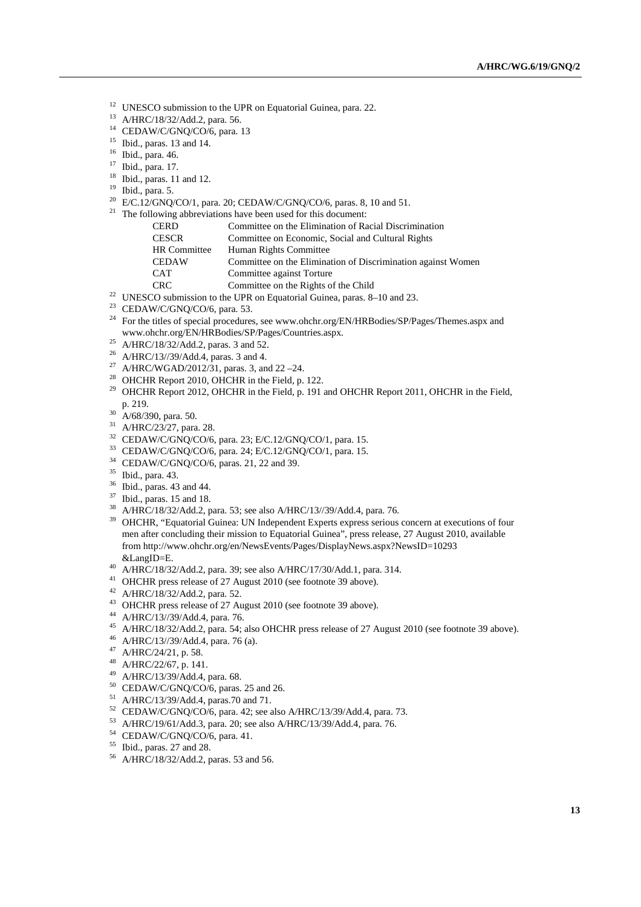[12] UNESCO submission to the UPR on Equatorial Guinea, para. 22.

[13] A/HRC/18/32/Add.2, para. 56.

[14] CEDAW/C/GNQ/CO/6, para. 13

[15] Ibid., paras. 13 and 14.

[16] Ibid., para. 46.

[17] Ibid., para. 17.

[18] Ibid., paras. 11 and 12.

[19] Ibid., para. 5.

[20] E/C.12/GNQ/CO/1, para. 20; CEDAW/C/GNQ/CO/6, paras. 8, 10 and 51.

[21] The following abbreviations have been used for this document:

| | |
|---|---|
| CERD | Committee on the Elimination of Racial Discrimination |
| CESCR | Committee on Economic, Social and Cultural Rights |
| HR Committee | Human Rights Committee |
| CEDAW | Committee on the Elimination of Discrimination against Women |
| CAT | Committee against Torture |
| CRC | Committee on the Rights of the Child |

[22] UNESCO submission to the UPR on Equatorial Guinea, paras. 8–10 and 23.

[23] CEDAW/C/GNQ/CO/6, para. 53.

[24] For the titles of special procedures, see www.ohchr.org/EN/HRBodies/SP/Pages/Themes.aspx and www.ohchr.org/EN/HRBodies/SP/Pages/Countries.aspx.

[25] A/HRC/18/32/Add.2, paras. 3 and 52.

[26] A/HRC/13//39/Add.4, paras. 3 and 4.

[27] A/HRC/WGAD/2012/31, paras. 3, and 22 –24.

[28] OHCHR Report 2010, OHCHR in the Field, p. 122.

[29] OHCHR Report 2012, OHCHR in the Field, p. 191 and OHCHR Report 2011, OHCHR in the Field, p. 219.

[30] A/68/390, para. 50.

[31] A/HRC/23/27, para. 28.

[32] CEDAW/C/GNQ/CO/6, para. 23; E/C.12/GNQ/CO/1, para. 15.

[33] CEDAW/C/GNQ/CO/6, para. 24; E/C.12/GNQ/CO/1, para. 15.

[34] CEDAW/C/GNQ/CO/6, paras. 21, 22 and 39.

[35] Ibid., para. 43.

[36] Ibid., paras. 43 and 44.

[37] Ibid., paras. 15 and 18.

[38] A/HRC/18/32/Add.2, para. 53; see also A/HRC/13//39/Add.4, para. 76.

[39] OHCHR, "Equatorial Guinea: UN Independent Experts express serious concern at executions of four men after concluding their mission to Equatorial Guinea", press release, 27 August 2010, available from http://www.ohchr.org/en/NewsEvents/Pages/DisplayNews.aspx?NewsID=10293 &LangID=E.

[40] A/HRC/18/32/Add.2, para. 39; see also A/HRC/17/30/Add.1, para. 314.

[41] OHCHR press release of 27 August 2010 (see footnote 39 above).

[42] A/HRC/18/32/Add.2, para. 52.

[43] OHCHR press release of 27 August 2010 (see footnote 39 above).

[44] A/HRC/13//39/Add.4, para. 76.

[45] A/HRC/18/32/Add.2, para. 54; also OHCHR press release of 27 August 2010 (see footnote 39 above).

[46] A/HRC/13//39/Add.4, para. 76 (a).

[47] A/HRC/24/21, p. 58.

[48] A/HRC/22/67, p. 141.

[49] A/HRC/13/39/Add.4, para. 68.

[50] CEDAW/C/GNQ/CO/6, paras. 25 and 26.

[51] A/HRC/13/39/Add.4, paras.70 and 71.

[52] CEDAW/C/GNQ/CO/6, para. 42; see also A/HRC/13/39/Add.4, para. 73.

[53] A/HRC/19/61/Add.3, para. 20; see also A/HRC/13/39/Add.4, para. 76.

[54] CEDAW/C/GNQ/CO/6, para. 41.

[55] Ibid., paras. 27 and 28.

[56] A/HRC/18/32/Add.2, paras. 53 and 56.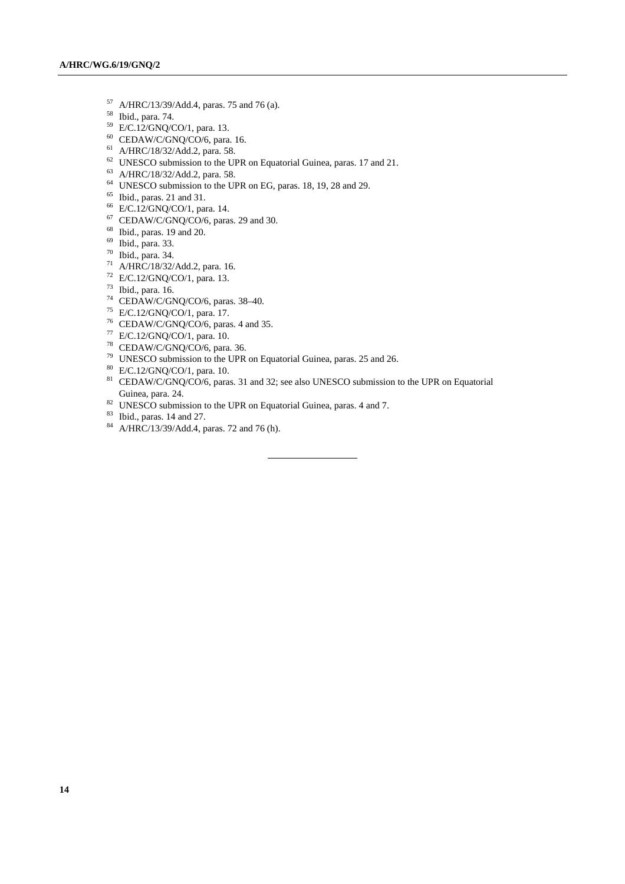[57] A/HRC/13/39/Add.4, paras. 75 and 76 (a).
[58] Ibid., para. 74.
[59] E/C.12/GNQ/CO/1, para. 13.
[60] CEDAW/C/GNQ/CO/6, para. 16.
[61] A/HRC/18/32/Add.2, para. 58.
[62] UNESCO submission to the UPR on Equatorial Guinea, paras. 17 and 21.
[63] A/HRC/18/32/Add.2, para. 58.
[64] UNESCO submission to the UPR on EG, paras. 18, 19, 28 and 29.
[65] Ibid., paras. 21 and 31.
[66] E/C.12/GNQ/CO/1, para. 14.
[67] CEDAW/C/GNQ/CO/6, paras. 29 and 30.
[68] Ibid., paras. 19 and 20.
[69] Ibid., para. 33.
[70] Ibid., para. 34.
[71] A/HRC/18/32/Add.2, para. 16.
[72] E/C.12/GNQ/CO/1, para. 13.
[73] Ibid., para. 16.
[74] CEDAW/C/GNQ/CO/6, paras. 38–40.
[75] E/C.12/GNQ/CO/1, para. 17.
[76] CEDAW/C/GNQ/CO/6, paras. 4 and 35.
[77] E/C.12/GNQ/CO/1, para. 10.
[78] CEDAW/C/GNQ/CO/6, para. 36.
[79] UNESCO submission to the UPR on Equatorial Guinea, paras. 25 and 26.
[80] E/C.12/GNQ/CO/1, para. 10.
[81] CEDAW/C/GNQ/CO/6, paras. 31 and 32; see also UNESCO submission to the UPR on Equatorial Guinea, para. 24.
[82] UNESCO submission to the UPR on Equatorial Guinea, paras. 4 and 7.
[83] Ibid., paras. 14 and 27.
[84] A/HRC/13/39/Add.4, paras. 72 and 76 (h).